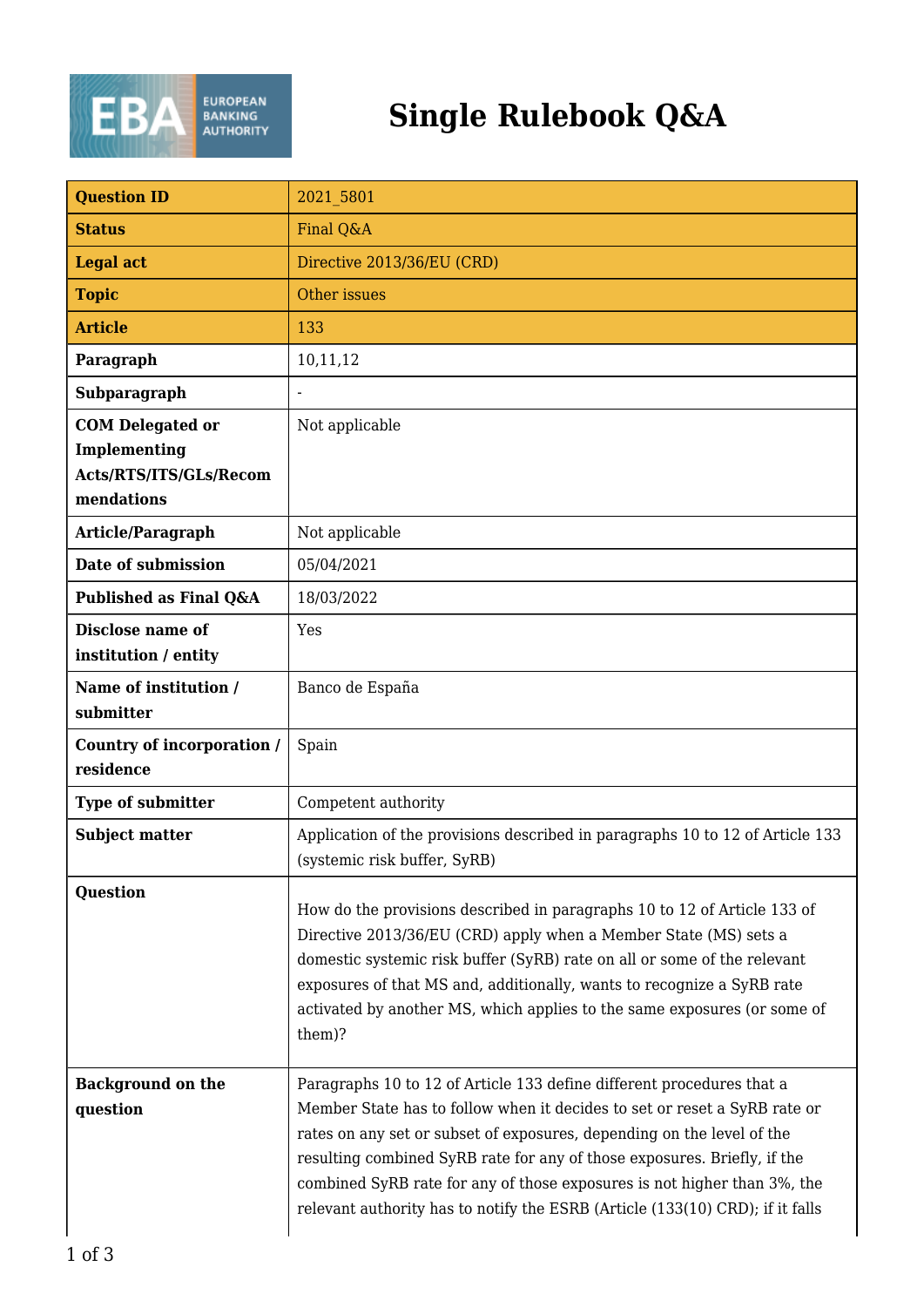# Single Rulebook Q&A

| | |
|---|---|
| **Question ID** | 2021_5801 |
| **Status** | Final Q&A |
| **Legal act** | Directive 2013/36/EU (CRD) |
| **Topic** | Other issues |
| **Article** | 133 |
| **Paragraph** | 10,11,12 |
| **Subparagraph** | - |
| **COM Delegated or Implementing Acts/RTS/ITS/GLs/Recommendations** | Not applicable |
| **Article/Paragraph** | Not applicable |
| **Date of submission** | 05/04/2021 |
| **Published as Final Q&A** | 18/03/2022 |
| **Disclose name of institution / entity** | Yes |
| **Name of institution / submitter** | Banco de España |
| **Country of incorporation / residence** | Spain |
| **Type of submitter** | Competent authority |
| **Subject matter** | Application of the provisions described in paragraphs 10 to 12 of Article 133 (systemic risk buffer, SyRB) |
| **Question** | How do the provisions described in paragraphs 10 to 12 of Article 133 of Directive 2013/36/EU (CRD) apply when a Member State (MS) sets a domestic systemic risk buffer (SyRB) rate on all or some of the relevant exposures of that MS and, additionally, wants to recognize a SyRB rate activated by another MS, which applies to the same exposures (or some of them)? |
| **Background on the question** | Paragraphs 10 to 12 of Article 133 define different procedures that a Member State has to follow when it decides to set or reset a SyRB rate or rates on any set or subset of exposures, depending on the level of the resulting combined SyRB rate for any of those exposures. Briefly, if the combined SyRB rate for any of those exposures is not higher than 3%, the relevant authority has to notify the ESRB (Article (133(10) CRD); if it falls |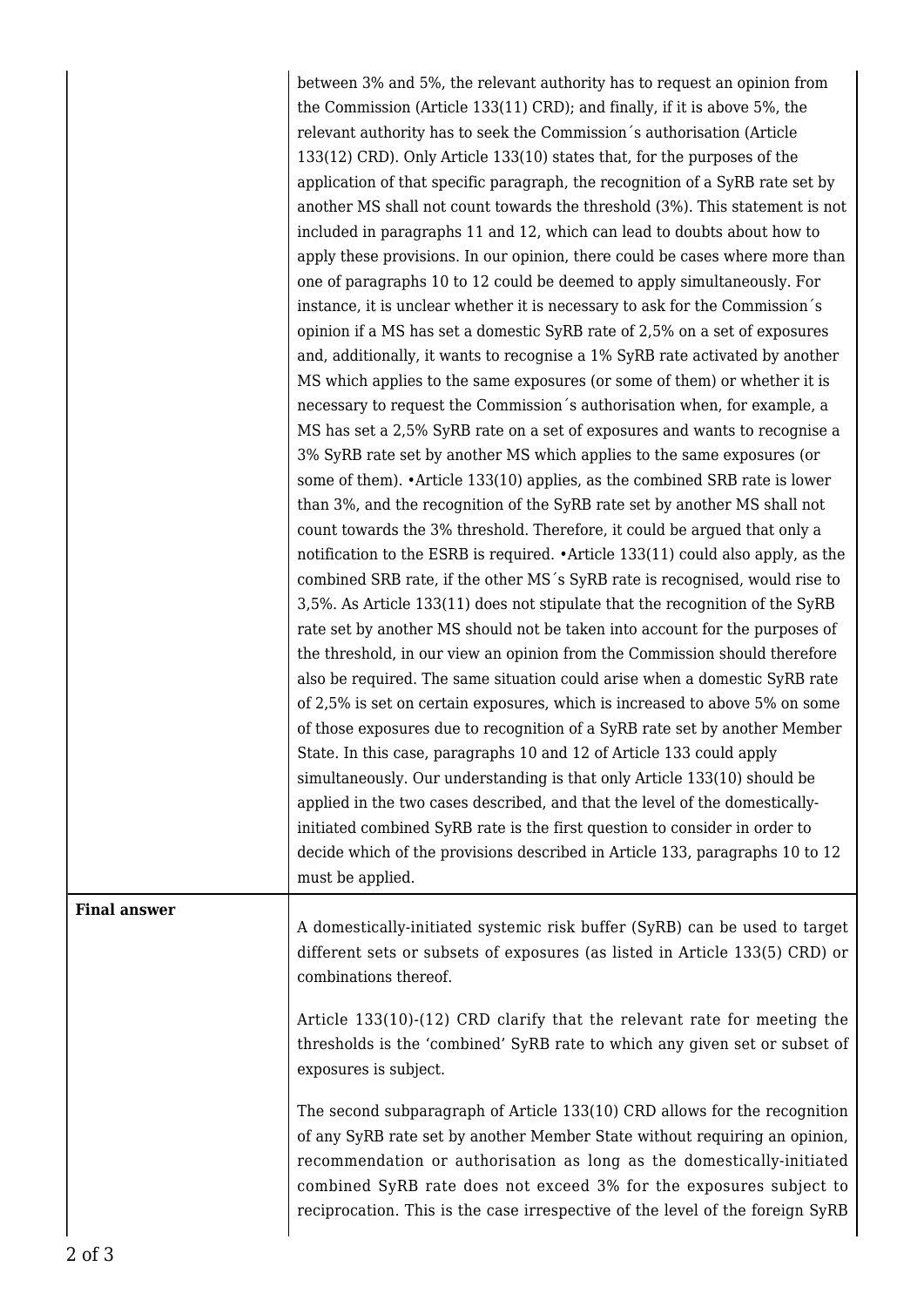| | |
|---|---|
| | between 3% and 5%, the relevant authority has to request an opinion from the Commission (Article 133(11) CRD); and finally, if it is above 5%, the relevant authority has to seek the Commission´s authorisation (Article 133(12) CRD). Only Article 133(10) states that, for the purposes of the application of that specific paragraph, the recognition of a SyRB rate set by another MS shall not count towards the threshold (3%). This statement is not included in paragraphs 11 and 12, which can lead to doubts about how to apply these provisions. In our opinion, there could be cases where more than one of paragraphs 10 to 12 could be deemed to apply simultaneously. For instance, it is unclear whether it is necessary to ask for the Commission´s opinion if a MS has set a domestic SyRB rate of 2,5% on a set of exposures and, additionally, it wants to recognise a 1% SyRB rate activated by another MS which applies to the same exposures (or some of them) or whether it is necessary to request the Commission´s authorisation when, for example, a MS has set a 2,5% SyRB rate on a set of exposures and wants to recognise a 3% SyRB rate set by another MS which applies to the same exposures (or some of them). •Article 133(10) applies, as the combined SRB rate is lower than 3%, and the recognition of the SyRB rate set by another MS shall not count towards the 3% threshold. Therefore, it could be argued that only a notification to the ESRB is required. •Article 133(11) could also apply, as the combined SRB rate, if the other MS´s SyRB rate is recognised, would rise to 3,5%. As Article 133(11) does not stipulate that the recognition of the SyRB rate set by another MS should not be taken into account for the purposes of the threshold, in our view an opinion from the Commission should therefore also be required. The same situation could arise when a domestic SyRB rate of 2,5% is set on certain exposures, which is increased to above 5% on some of those exposures due to recognition of a SyRB rate set by another Member State. In this case, paragraphs 10 and 12 of Article 133 could apply simultaneously. Our understanding is that only Article 133(10) should be applied in the two cases described, and that the level of the domestically-initiated combined SyRB rate is the first question to consider in order to decide which of the provisions described in Article 133, paragraphs 10 to 12 must be applied. |
| **Final answer** | A domestically-initiated systemic risk buffer (SyRB) can be used to target different sets or subsets of exposures (as listed in Article 133(5) CRD) or combinations thereof.<br><br>Article 133(10)-(12) CRD clarify that the relevant rate for meeting the thresholds is the 'combined' SyRB rate to which any given set or subset of exposures is subject.<br><br>The second subparagraph of Article 133(10) CRD allows for the recognition of any SyRB rate set by another Member State without requiring an opinion, recommendation or authorisation as long as the domestically-initiated combined SyRB rate does not exceed 3% for the exposures subject to reciprocation. This is the case irrespective of the level of the foreign SyRB |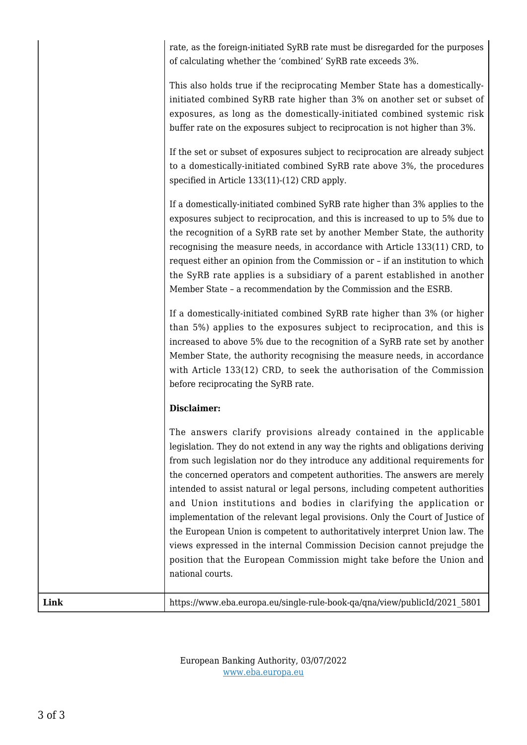| | |
|---|---|
| | rate, as the foreign-initiated SyRB rate must be disregarded for the purposes of calculating whether the 'combined' SyRB rate exceeds 3%.<br><br>This also holds true if the reciprocating Member State has a domestically-initiated combined SyRB rate higher than 3% on another set or subset of exposures, as long as the domestically-initiated combined systemic risk buffer rate on the exposures subject to reciprocation is not higher than 3%.<br><br>If the set or subset of exposures subject to reciprocation are already subject to a domestically-initiated combined SyRB rate above 3%, the procedures specified in Article 133(11)-(12) CRD apply.<br><br>If a domestically-initiated combined SyRB rate higher than 3% applies to the exposures subject to reciprocation, and this is increased to up to 5% due to the recognition of a SyRB rate set by another Member State, the authority recognising the measure needs, in accordance with Article 133(11) CRD, to request either an opinion from the Commission or – if an institution to which the SyRB rate applies is a subsidiary of a parent established in another Member State – a recommendation by the Commission and the ESRB.<br><br>If a domestically-initiated combined SyRB rate higher than 3% (or higher than 5%) applies to the exposures subject to reciprocation, and this is increased to above 5% due to the recognition of a SyRB rate set by another Member State, the authority recognising the measure needs, in accordance with Article 133(12) CRD, to seek the authorisation of the Commission before reciprocating the SyRB rate.<br><br>**Disclaimer:**<br><br>The answers clarify provisions already contained in the applicable legislation. They do not extend in any way the rights and obligations deriving from such legislation nor do they introduce any additional requirements for the concerned operators and competent authorities. The answers are merely intended to assist natural or legal persons, including competent authorities and Union institutions and bodies in clarifying the application or implementation of the relevant legal provisions. Only the Court of Justice of the European Union is competent to authoritatively interpret Union law. The views expressed in the internal Commission Decision cannot prejudge the position that the European Commission might take before the Union and national courts. |
| **Link** | https://www.eba.europa.eu/single-rule-book-qa/qna/view/publicId/2021_5801 |

European Banking Authority, 03/07/2022
www.eba.europa.eu